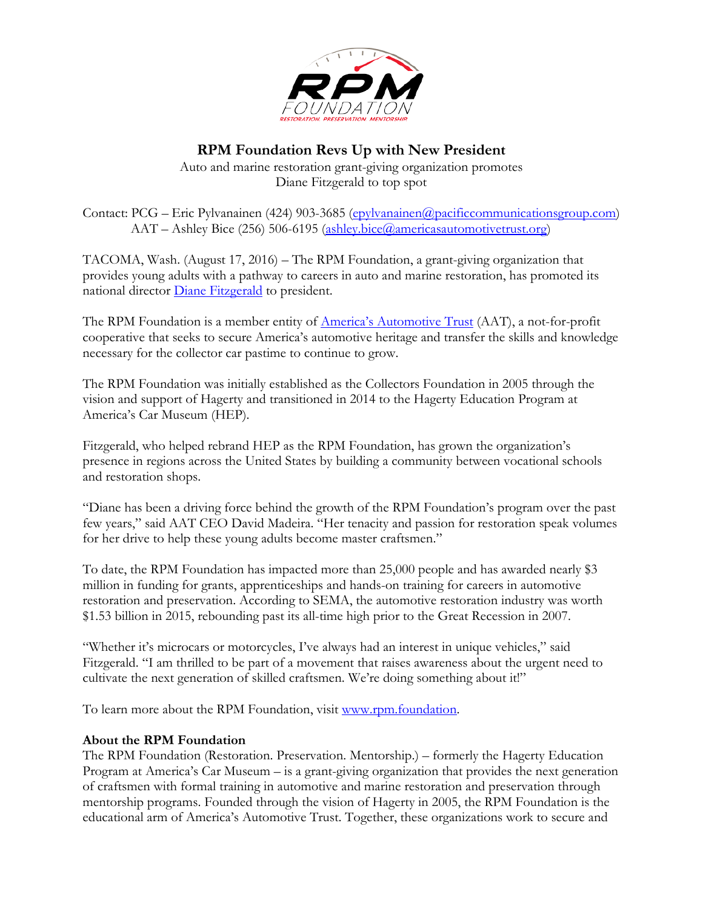# RPM Foundation Revs Up with New President

Auto and marine restoration grant-giving organization promotes
Diane Fitzgerald to top spot

Contact: PCG – Eric Pylvanainen (424) 903-3685 (epylvanainen@pacificcommunicationsgroup.com)
AAT – Ashley Bice (256) 506-6195 (ashley.bice@americasautomotivetrust.org)

TACOMA, Wash. (August 17, 2016) – The RPM Foundation, a grant-giving organization that provides young adults with a pathway to careers in auto and marine restoration, has promoted its national director Diane Fitzgerald to president.

The RPM Foundation is a member entity of America's Automotive Trust (AAT), a not-for-profit cooperative that seeks to secure America's automotive heritage and transfer the skills and knowledge necessary for the collector car pastime to continue to grow.

The RPM Foundation was initially established as the Collectors Foundation in 2005 through the vision and support of Hagerty and transitioned in 2014 to the Hagerty Education Program at America's Car Museum (HEP).

Fitzgerald, who helped rebrand HEP as the RPM Foundation, has grown the organization's presence in regions across the United States by building a community between vocational schools and restoration shops.

"Diane has been a driving force behind the growth of the RPM Foundation's program over the past few years," said AAT CEO David Madeira. "Her tenacity and passion for restoration speak volumes for her drive to help these young adults become master craftsmen."

To date, the RPM Foundation has impacted more than 25,000 people and has awarded nearly $3 million in funding for grants, apprenticeships and hands-on training for careers in automotive restoration and preservation. According to SEMA, the automotive restoration industry was worth $1.53 billion in 2015, rebounding past its all-time high prior to the Great Recession in 2007.

"Whether it's microcars or motorcycles, I've always had an interest in unique vehicles," said Fitzgerald. "I am thrilled to be part of a movement that raises awareness about the urgent need to cultivate the next generation of skilled craftsmen. We're doing something about it!"

To learn more about the RPM Foundation, visit www.rpm.foundation.

**About the RPM Foundation**

The RPM Foundation (Restoration. Preservation. Mentorship.) – formerly the Hagerty Education Program at America's Car Museum – is a grant-giving organization that provides the next generation of craftsmen with formal training in automotive and marine restoration and preservation through mentorship programs. Founded through the vision of Hagerty in 2005, the RPM Foundation is the educational arm of America's Automotive Trust. Together, these organizations work to secure and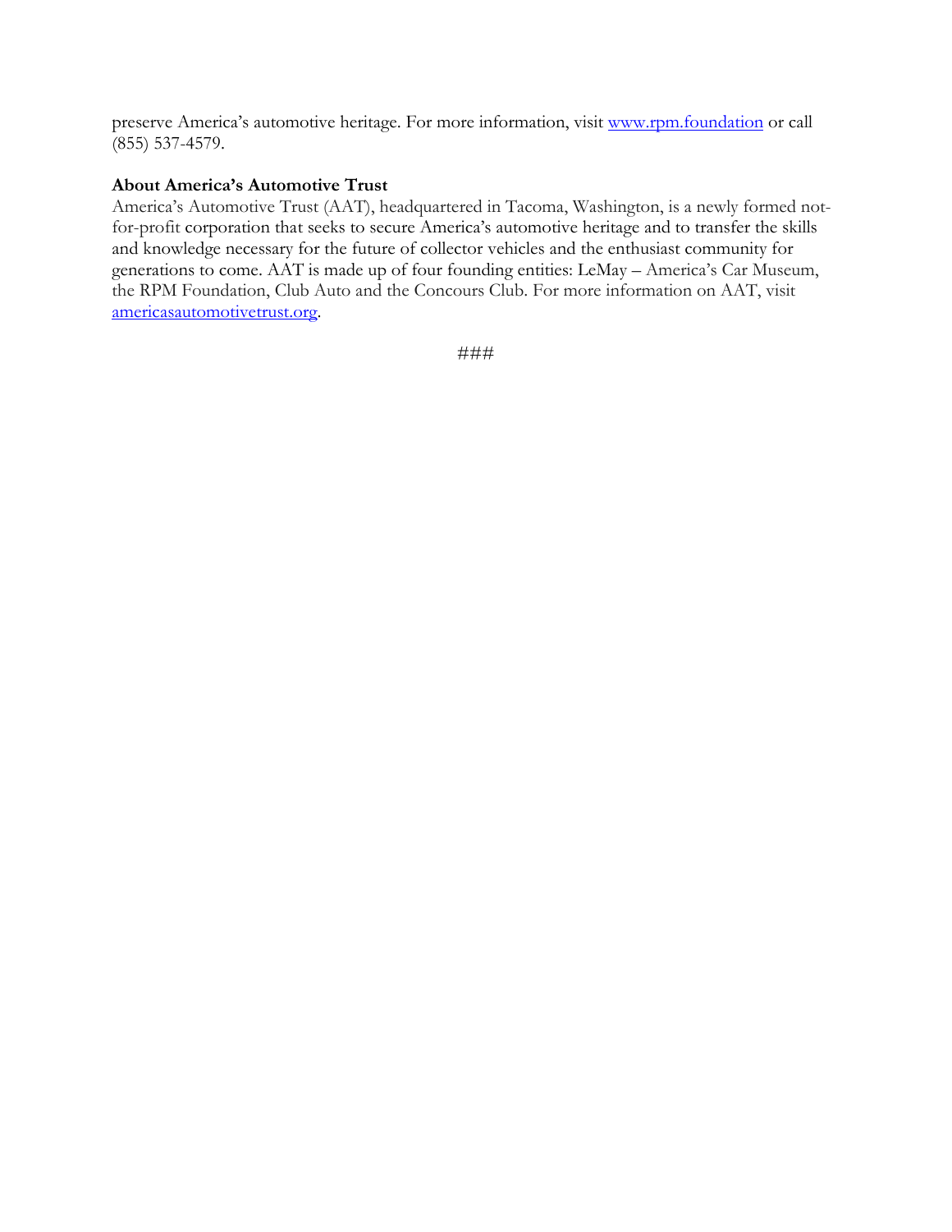preserve America's automotive heritage. For more information, visit [www.rpm.foundation](http://www.rpm.foundation) or call (855) 537-4579.

**About America's Automotive Trust**

America's Automotive Trust (AAT), headquartered in Tacoma, Washington, is a newly formed not-for-profit corporation that seeks to secure America's automotive heritage and to transfer the skills and knowledge necessary for the future of collector vehicles and the enthusiast community for generations to come. AAT is made up of four founding entities: LeMay – America's Car Museum, the RPM Foundation, Club Auto and the Concours Club. For more information on AAT, visit [americasautomotivetrust.org](http://americasautomotivetrust.org).

###